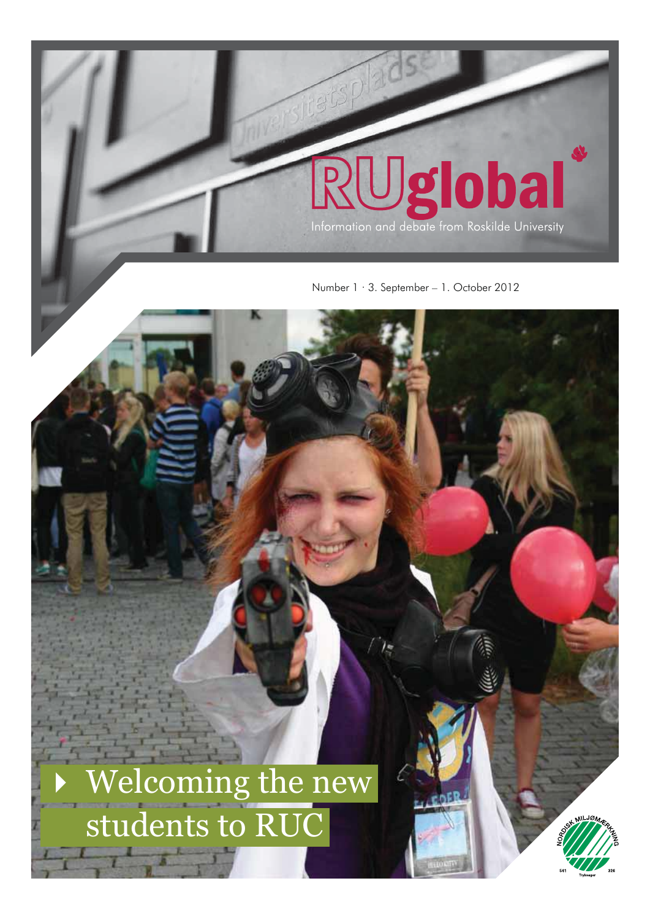# RUglobal

Information and debate from Roskilde University

Number 1 · 3. September – 1. October 2012

## Welcoming the new students to RUC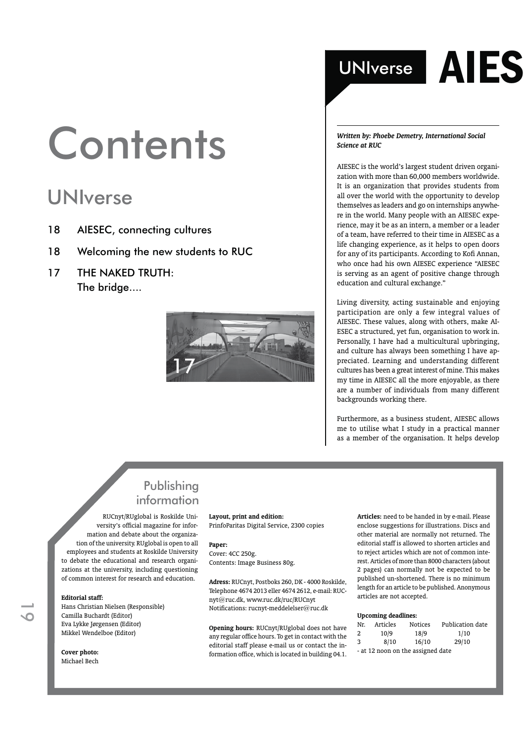# Contents

## UNIverse

- 18 AIESEC, connecting cultures
- 18 Welcoming the new students to RUC
- 17 THE NAKED TRUTH: The bridge....

## UNIverse AIES

***Written by: Phoebe Demetry, International Social Science at RUC***

AIESEC is the world's largest student driven organization with more than 60,000 members worldwide. It is an organization that provides students from all over the world with the opportunity to develop themselves as leaders and go on internships anywhere in the world. Many people with an AIESEC experience, may it be as an intern, a member or a leader of a team, have referred to their time in AIESEC as a life changing experience, as it helps to open doors for any of its participants. According to Kofi Annan, who once had his own AIESEC experience "AIESEC is serving as an agent of positive change through education and cultural exchange."

Living diversity, acting sustainable and enjoying participation are only a few integral values of AIESEC. These values, along with others, make AIESEC a structured, yet fun, organisation to work in. Personally, I have had a multicultural upbringing, and culture has always been something I have appreciated. Learning and understanding different cultures has been a great interest of mine. This makes my time in AIESEC all the more enjoyable, as there are a number of individuals from many different backgrounds working there.

Furthermore, as a business student, AIESEC allows me to utilise what I study in a practical manner as a member of the organisation. It helps develop

## Publishing information

RUCnyt/RUglobal is Roskilde University's official magazine for information and debate about the organization of the university. RUglobal is open to all employees and students at Roskilde University to debate the educational and research organizations at the university, including questioning of common interest for research and education.

**Editorial staff:**
Hans Christian Nielsen (Responsible)
Camilla Buchardt (Editor)
Eva Lykke Jørgensen (Editor)
Mikkel Wendelboe (Editor)

**Cover photo:**
Michael Bech

**Layout, print and edition:**
PrinfoParitas Digital Service, 2300 copies

**Paper:**
Cover: 4CC 250g.
Contents: Image Business 80g.

**Adress:** RUCnyt, Postboks 260, DK - 4000 Roskilde, Telephone 4674 2013 eller 4674 2612, e-mail: RUCnyt@ruc.dk, www.ruc.dk/ruc/RUCnyt
Notifications: rucnyt-meddelelser@ruc.dk

**Opening hours:** RUCnyt/RUglobal does not have any regular office hours. To get in contact with the editorial staff please e-mail us or contact the information office, which is located in building 04.1.

**Articles:** need to be handed in by e-mail. Please enclose suggestions for illustrations. Discs and other material are normally not returned. The editorial staff is allowed to shorten articles and to reject articles which are not of common interest. Articles of more than 8000 characters (about 2 pages) can normally not be expected to be published un-shortened. There is no minimum length for an article to be published. Anonymous articles are not accepted.

**Upcoming deadlines:**

| Nr. | Articles | Notices | Publication date |
|---|---|---|---|
| 2 | 10/9 | 18/9 | 1/10 |
| 3 | 8/10 | 16/10 | 29/10 |

- at 12 noon on the assigned date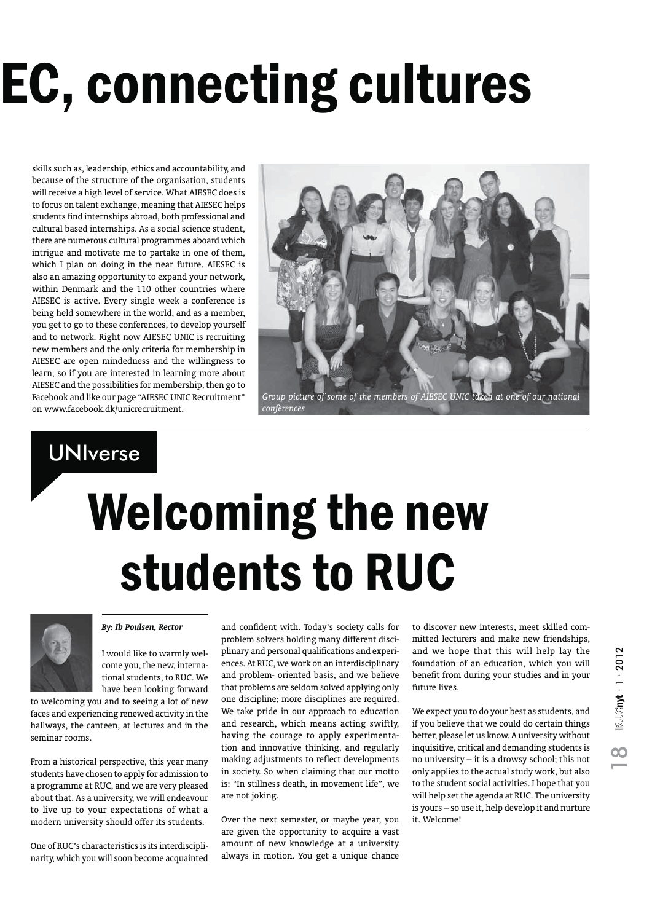# EC, connecting cultures

skills such as, leadership, ethics and accountability, and because of the structure of the organisation, students will receive a high level of service. What AIESEC does is to focus on talent exchange, meaning that AIESEC helps students find internships abroad, both professional and cultural based internships. As a social science student, there are numerous cultural programmes aboard which intrigue and motivate me to partake in one of them, which I plan on doing in the near future. AIESEC is also an amazing opportunity to expand your network, within Denmark and the 110 other countries where AIESEC is active. Every single week a conference is being held somewhere in the world, and as a member, you get to go to these conferences, to develop yourself and to network. Right now AIESEC UNIC is recruiting new members and the only criteria for membership in AIESEC are open mindedness and the willingness to learn, so if you are interested in learning more about AIESEC and the possibilities for membership, then go to Facebook and like our page "AIESEC UNIC Recruitment" on www.facebook.dk/unicrecruitment.

*Group picture of some of the members of AIESEC UNIC taken at one of our national conferences*

## UNIverse

# Welcoming the new students to RUC

***By: Ib Poulsen, Rector***

I would like to warmly welcome you, the new, international students, to RUC. We have been looking forward to welcoming you and to seeing a lot of new faces and experiencing renewed activity in the hallways, the canteen, at lectures and in the seminar rooms.

From a historical perspective, this year many students have chosen to apply for admission to a programme at RUC, and we are very pleased about that. As a university, we will endeavour to live up to your expectations of what a modern university should offer its students.

One of RUC's characteristics is its interdisciplinarity, which you will soon become acquainted and confident with. Today's society calls for problem solvers holding many different disciplinary and personal qualifications and experiences. At RUC, we work on an interdisciplinary and problem- oriented basis, and we believe that problems are seldom solved applying only one discipline; more disciplines are required. We take pride in our approach to education and research, which means acting swiftly, having the courage to apply experimentation and innovative thinking, and regularly making adjustments to reflect developments in society. So when claiming that our motto is: "In stillness death, in movement life", we are not joking.

Over the next semester, or maybe year, you are given the opportunity to acquire a vast amount of new knowledge at a university always in motion. You get a unique chance to discover new interests, meet skilled committed lecturers and make new friendships, and we hope that this will help lay the foundation of an education, which you will benefit from during your studies and in your future lives.

We expect you to do your best as students, and if you believe that we could do certain things better, please let us know. A university without inquisitive, critical and demanding students is no university – it is a drowsy school; this not only applies to the actual study work, but also to the student social activities. I hope that you will help set the agenda at RUC. The university is yours – so use it, help develop it and nurture it. Welcome!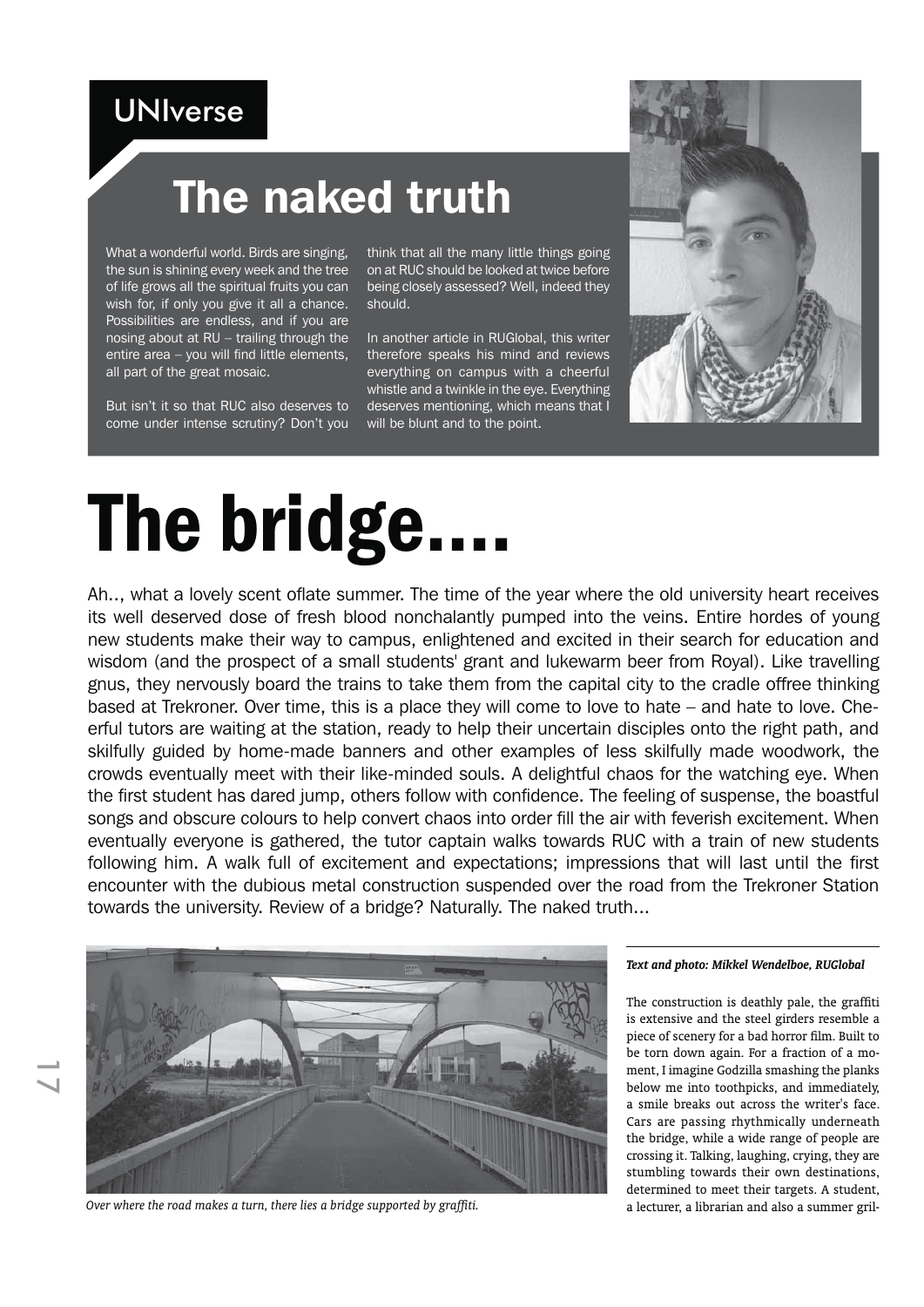UNIverse

# The naked truth

What a wonderful world. Birds are singing, the sun is shining every week and the tree of life grows all the spiritual fruits you can wish for, if only you give it all a chance. Possibilities are endless, and if you are nosing about at RU – trailing through the entire area – you will find little elements, all part of the great mosaic.

But isn't it so that RUC also deserves to come under intense scrutiny? Don't you think that all the many little things going on at RUC should be looked at twice before being closely assessed? Well, indeed they should.

In another article in RUGlobal, this writer therefore speaks his mind and reviews everything on campus with a cheerful whistle and a twinkle in the eye. Everything deserves mentioning, which means that I will be blunt and to the point.

# The bridge....

Ah.., what a lovely scent oflate summer. The time of the year where the old university heart receives its well deserved dose of fresh blood nonchalantly pumped into the veins. Entire hordes of young new students make their way to campus, enlightened and excited in their search for education and wisdom (and the prospect of a small students' grant and lukewarm beer from Royal). Like travelling gnus, they nervously board the trains to take them from the capital city to the cradle offree thinking based at Trekroner. Over time, this is a place they will come to love to hate – and hate to love. Cheerful tutors are waiting at the station, ready to help their uncertain disciples onto the right path, and skilfully guided by home-made banners and other examples of less skilfully made woodwork, the crowds eventually meet with their like-minded souls. A delightful chaos for the watching eye. When the first student has dared jump, others follow with confidence. The feeling of suspense, the boastful songs and obscure colours to help convert chaos into order fill the air with feverish excitement. When eventually everyone is gathered, the tutor captain walks towards RUC with a train of new students following him. A walk full of excitement and expectations; impressions that will last until the first encounter with the dubious metal construction suspended over the road from the Trekroner Station towards the university. Review of a bridge? Naturally. The naked truth...

*Over where the road makes a turn, there lies a bridge supported by graffiti.*

***Text and photo: Mikkel Wendelboe, RUGlobal***

The construction is deathly pale, the graffiti is extensive and the steel girders resemble a piece of scenery for a bad horror film. Built to be torn down again. For a fraction of a moment, I imagine Godzilla smashing the planks below me into toothpicks, and immediately, a smile breaks out across the writer's face. Cars are passing rhythmically underneath the bridge, while a wide range of people are crossing it. Talking, laughing, crying, they are stumbling towards their own destinations, determined to meet their targets. A student, a lecturer, a librarian and also a summer gril-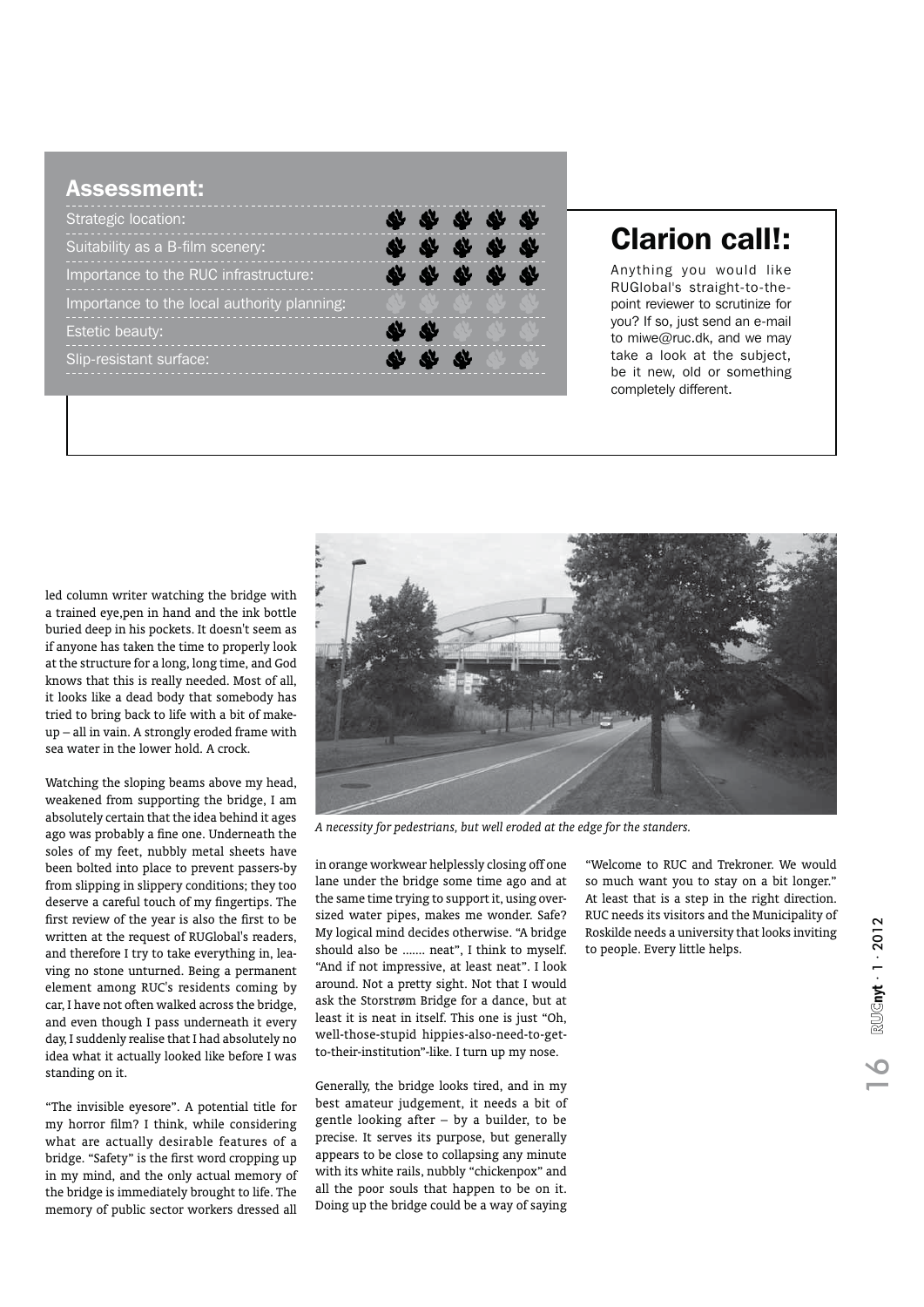## Assessment:

| | |
|---|---|
| Strategic location: | 5/5 |
| Suitability as a B-film scenery: | 5/5 |
| Importance to the RUC infrastructure: | 5/5 |
| Importance to the local authority planning: | 0/5 |
| Estetic beauty: | 2/5 |
| Slip-resistant surface: | 3/5 |

## Clarion call!:

Anything you would like RUGlobal's straight-to-the-point reviewer to scrutinize for you? If so, just send an e-mail to miwe@ruc.dk, and we may take a look at the subject, be it new, old or something completely different.

led column writer watching the bridge with a trained eye,pen in hand and the ink bottle buried deep in his pockets. It doesn't seem as if anyone has taken the time to properly look at the structure for a long, long time, and God knows that this is really needed. Most of all, it looks like a dead body that somebody has tried to bring back to life with a bit of make-up – all in vain. A strongly eroded frame with sea water in the lower hold. A crock.

Watching the sloping beams above my head, weakened from supporting the bridge, I am absolutely certain that the idea behind it ages ago was probably a fine one. Underneath the soles of my feet, nubbly metal sheets have been bolted into place to prevent passers-by from slipping in slippery conditions; they too deserve a careful touch of my fingertips. The first review of the year is also the first to be written at the request of RUGlobal's readers, and therefore I try to take everything in, leaving no stone unturned. Being a permanent element among RUC's residents coming by car, I have not often walked across the bridge, and even though I pass underneath it every day, I suddenly realise that I had absolutely no idea what it actually looked like before I was standing on it.

"The invisible eyesore". A potential title for my horror film? I think, while considering what are actually desirable features of a bridge. "Safety" is the first word cropping up in my mind, and the only actual memory of the bridge is immediately brought to life. The memory of public sector workers dressed all in orange workwear helplessly closing off one lane under the bridge some time ago and at the same time trying to support it, using oversized water pipes, makes me wonder. Safe? My logical mind decides otherwise. "A bridge should also be ....... neat", I think to myself. "And if not impressive, at least neat". I look around. Not a pretty sight. Not that I would ask the Storstrøm Bridge for a dance, but at least it is neat in itself. This one is just "Oh, well-those-stupid hippies-also-need-to-get-to-their-institution"-like. I turn up my nose.

*A necessity for pedestrians, but well eroded at the edge for the standers.*

Generally, the bridge looks tired, and in my best amateur judgement, it needs a bit of gentle looking after – by a builder, to be precise. It serves its purpose, but generally appears to be close to collapsing any minute with its white rails, nubbly "chickenpox" and all the poor souls that happen to be on it. Doing up the bridge could be a way of saying "Welcome to RUC and Trekroner. We would so much want you to stay on a bit longer." At least that is a step in the right direction. RUC needs its visitors and the Municipality of Roskilde needs a university that looks inviting to people. Every little helps.